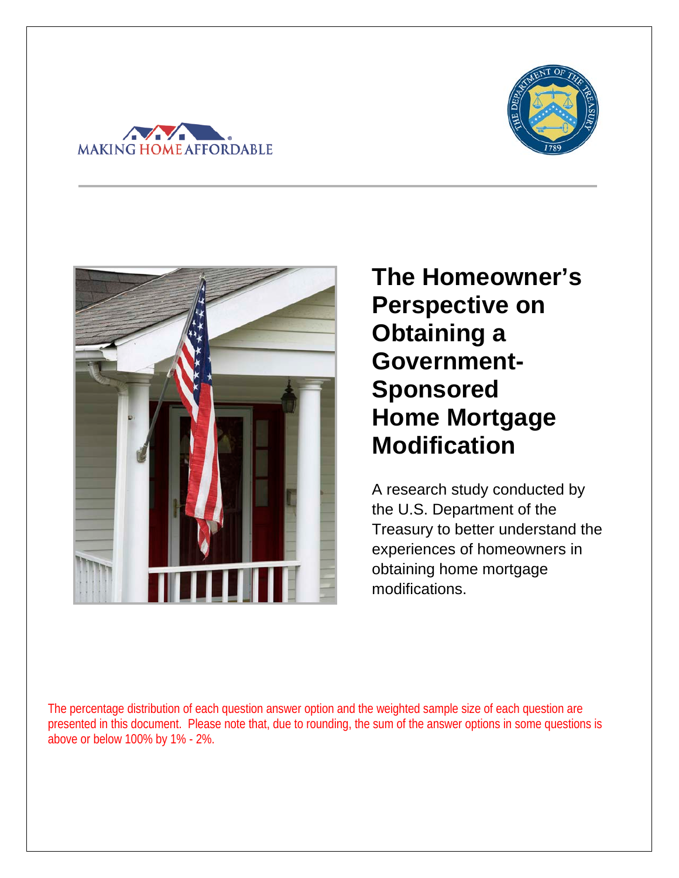MAKING HOME AFFORDABLE

# The Homeowner's Perspective on Obtaining a Government-Sponsored Home Mortgage Modification

A research study conducted by the U.S. Department of the Treasury to better understand the experiences of homeowners in obtaining home mortgage modifications.

The percentage distribution of each question answer option and the weighted sample size of each question are presented in this document. Please note that, due to rounding, the sum of the answer options in some questions is above or below 100% by 1% - 2%.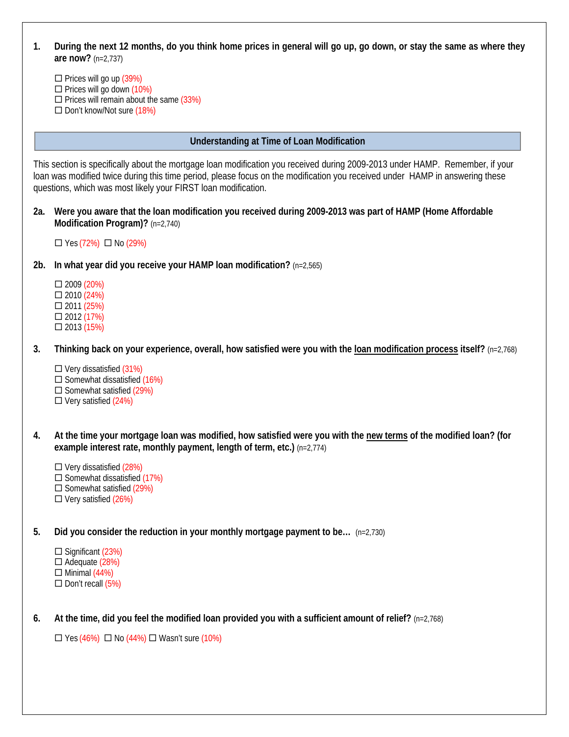**1. During the next 12 months, do you think home prices in general will go up, go down, or stay the same as where they are now?** (n=2,737)

☐ Prices will go up (39%)
☐ Prices will go down (10%)
☐ Prices will remain about the same (33%)
☐ Don't know/Not sure (18%)

## Understanding at Time of Loan Modification

This section is specifically about the mortgage loan modification you received during 2009-2013 under HAMP. Remember, if your loan was modified twice during this time period, please focus on the modification you received under HAMP in answering these questions, which was most likely your FIRST loan modification.

**2a. Were you aware that the loan modification you received during 2009-2013 was part of HAMP (Home Affordable Modification Program)?** (n=2,740)

☐ Yes (72%) ☐ No (29%)

**2b. In what year did you receive your HAMP loan modification?** (n=2,565)

☐ 2009 (20%)
☐ 2010 (24%)
☐ 2011 (25%)
☐ 2012 (17%)
☐ 2013 (15%)

**3. Thinking back on your experience, overall, how satisfied were you with the <u>loan modification process</u> itself?** (n=2,768)

☐ Very dissatisfied (31%)
☐ Somewhat dissatisfied (16%)
☐ Somewhat satisfied (29%)
☐ Very satisfied (24%)

**4. At the time your mortgage loan was modified, how satisfied were you with the <u>new terms</u> of the modified loan? (for example interest rate, monthly payment, length of term, etc.)** (n=2,774)

☐ Very dissatisfied (28%)
☐ Somewhat dissatisfied (17%)
☐ Somewhat satisfied (29%)
☐ Very satisfied (26%)

**5. Did you consider the reduction in your monthly mortgage payment to be…** (n=2,730)

☐ Significant (23%)
☐ Adequate (28%)
☐ Minimal (44%)
☐ Don't recall (5%)

**6. At the time, did you feel the modified loan provided you with a sufficient amount of relief?** (n=2,768)

☐ Yes (46%) ☐ No (44%) ☐ Wasn't sure (10%)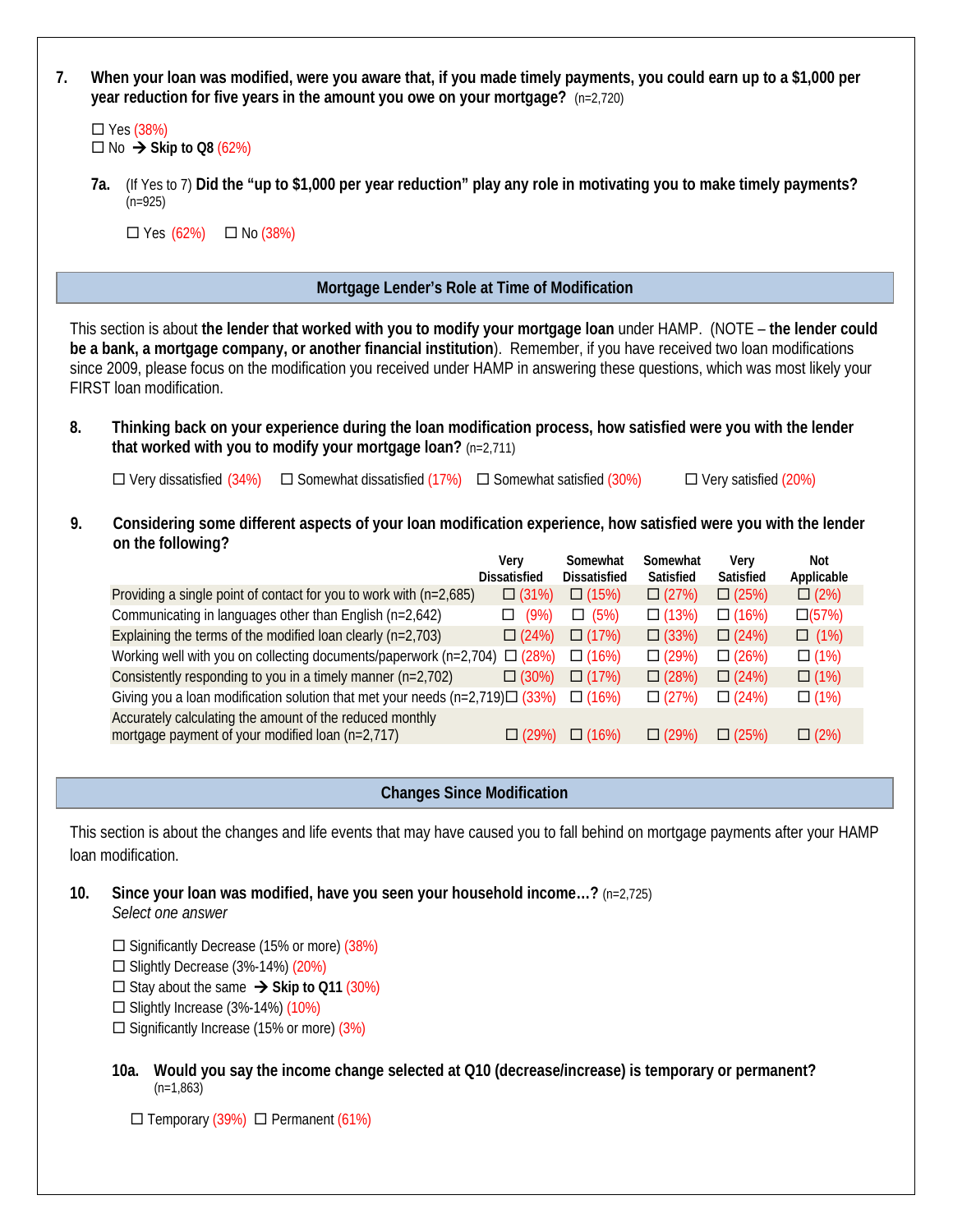**7. When your loan was modified, were you aware that, if you made timely payments, you could earn up to a $1,000 per year reduction for five years in the amount you owe on your mortgage?** (n=2,720)

- ☐ Yes (38%)
- ☐ No → **Skip to Q8** (62%)

**7a.** (If Yes to 7) **Did the "up to $1,000 per year reduction" play any role in motivating you to make timely payments?** (n=925)

☐ Yes (62%) ☐ No (38%)

## Mortgage Lender's Role at Time of Modification

This section is about **the lender that worked with you to modify your mortgage loan** under HAMP. (NOTE – **the lender could be a bank, a mortgage company, or another financial institution**). Remember, if you have received two loan modifications since 2009, please focus on the modification you received under HAMP in answering these questions, which was most likely your FIRST loan modification.

**8. Thinking back on your experience during the loan modification process, how satisfied were you with the lender that worked with you to modify your mortgage loan?** (n=2,711)

☐ Very dissatisfied (34%) ☐ Somewhat dissatisfied (17%) ☐ Somewhat satisfied (30%) ☐ Very satisfied (20%)

**9. Considering some different aspects of your loan modification experience, how satisfied were you with the lender on the following?**

| | Very Dissatisfied | Somewhat Dissatisfied | Somewhat Satisfied | Very Satisfied | Not Applicable |
|---|---|---|---|---|---|
| Providing a single point of contact for you to work with (n=2,685) | ☐ (31%) | ☐ (15%) | ☐ (27%) | ☐ (25%) | ☐ (2%) |
| Communicating in languages other than English (n=2,642) | ☐ (9%) | ☐ (5%) | ☐ (13%) | ☐ (16%) | ☐(57%) |
| Explaining the terms of the modified loan clearly (n=2,703) | ☐ (24%) | ☐ (17%) | ☐ (33%) | ☐ (24%) | ☐ (1%) |
| Working well with you on collecting documents/paperwork (n=2,704) | ☐ (28%) | ☐ (16%) | ☐ (29%) | ☐ (26%) | ☐ (1%) |
| Consistently responding to you in a timely manner (n=2,702) | ☐ (30%) | ☐ (17%) | ☐ (28%) | ☐ (24%) | ☐ (1%) |
| Giving you a loan modification solution that met your needs (n=2,719) | ☐ (33%) | ☐ (16%) | ☐ (27%) | ☐ (24%) | ☐ (1%) |
| Accurately calculating the amount of the reduced monthly mortgage payment of your modified loan (n=2,717) | ☐ (29%) | ☐ (16%) | ☐ (29%) | ☐ (25%) | ☐ (2%) |

## Changes Since Modification

This section is about the changes and life events that may have caused you to fall behind on mortgage payments after your HAMP loan modification.

**10. Since your loan was modified, have you seen your household income…?** (n=2,725)
*Select one answer*

- ☐ Significantly Decrease (15% or more) (38%)
- ☐ Slightly Decrease (3%-14%) (20%)
- ☐ Stay about the same → **Skip to Q11** (30%)
- ☐ Slightly Increase (3%-14%) (10%)
- ☐ Significantly Increase (15% or more) (3%)

**10a. Would you say the income change selected at Q10 (decrease/increase) is temporary or permanent?** (n=1,863)

☐ Temporary (39%) ☐ Permanent (61%)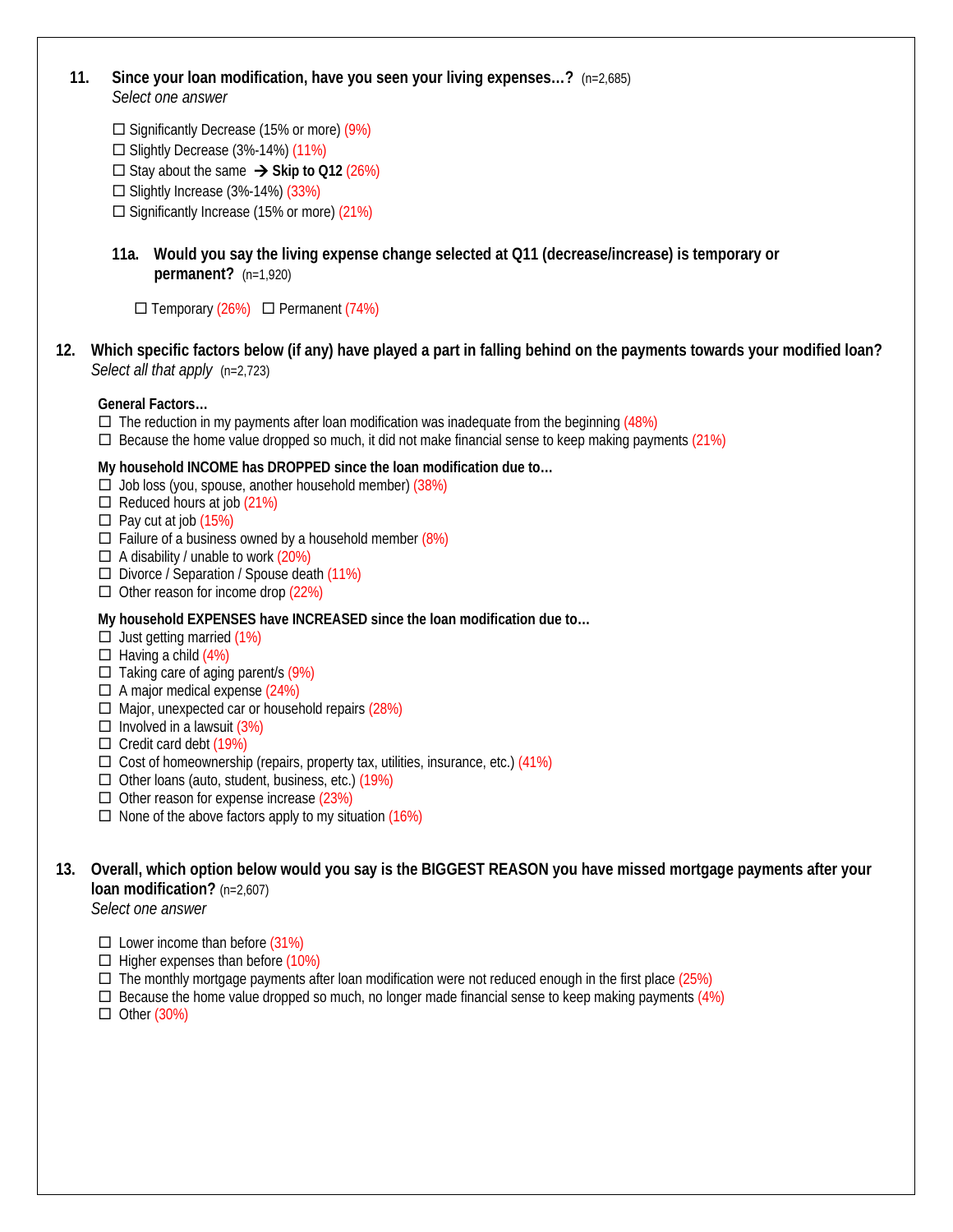**11. Since your loan modification, have you seen your living expenses…?** (n=2,685)
*Select one answer*

- ☐ Significantly Decrease (15% or more) (9%)
- ☐ Slightly Decrease (3%-14%) (11%)
- ☐ Stay about the same → **Skip to Q12** (26%)
- ☐ Slightly Increase (3%-14%) (33%)
- ☐ Significantly Increase (15% or more) (21%)

**11a. Would you say the living expense change selected at Q11 (decrease/increase) is temporary or permanent?** (n=1,920)

☐ Temporary (26%) ☐ Permanent (74%)

**12. Which specific factors below (if any) have played a part in falling behind on the payments towards your modified loan?**
*Select all that apply* (n=2,723)

**General Factors…**

- ☐ The reduction in my payments after loan modification was inadequate from the beginning (48%)
- ☐ Because the home value dropped so much, it did not make financial sense to keep making payments (21%)

**My household INCOME has DROPPED since the loan modification due to…**

- ☐ Job loss (you, spouse, another household member) (38%)
- ☐ Reduced hours at job (21%)
- ☐ Pay cut at job (15%)
- ☐ Failure of a business owned by a household member (8%)
- ☐ A disability / unable to work (20%)
- ☐ Divorce / Separation / Spouse death (11%)
- ☐ Other reason for income drop (22%)

**My household EXPENSES have INCREASED since the loan modification due to…**

- ☐ Just getting married (1%)
- ☐ Having a child (4%)
- ☐ Taking care of aging parent/s (9%)
- ☐ A major medical expense (24%)
- ☐ Major, unexpected car or household repairs (28%)
- ☐ Involved in a lawsuit (3%)
- ☐ Credit card debt (19%)
- ☐ Cost of homeownership (repairs, property tax, utilities, insurance, etc.) (41%)
- ☐ Other loans (auto, student, business, etc.) (19%)
- ☐ Other reason for expense increase (23%)
- ☐ None of the above factors apply to my situation (16%)

**13. Overall, which option below would you say is the BIGGEST REASON you have missed mortgage payments after your loan modification?** (n=2,607)
*Select one answer*

- ☐ Lower income than before (31%)
- ☐ Higher expenses than before (10%)
- ☐ The monthly mortgage payments after loan modification were not reduced enough in the first place (25%)
- ☐ Because the home value dropped so much, no longer made financial sense to keep making payments (4%)
- ☐ Other (30%)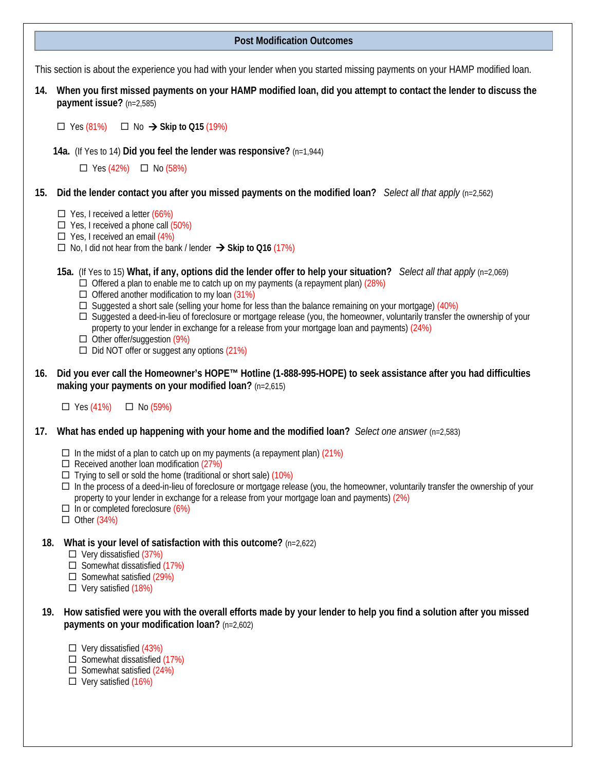## Post Modification Outcomes

This section is about the experience you had with your lender when you started missing payments on your HAMP modified loan.

**14. When you first missed payments on your HAMP modified loan, did you attempt to contact the lender to discuss the payment issue?** (n=2,585)

- ☐ Yes (81%)
- ☐ No → **Skip to Q15** (19%)

**14a.** (If Yes to 14) **Did you feel the lender was responsive?** (n=1,944)

- ☐ Yes (42%)
- ☐ No (58%)

**15. Did the lender contact you after you missed payments on the modified loan?** *Select all that apply* (n=2,562)

- ☐ Yes, I received a letter (66%)
- ☐ Yes, I received a phone call (50%)
- ☐ Yes, I received an email (4%)
- ☐ No, I did not hear from the bank / lender → **Skip to Q16** (17%)

**15a.** (If Yes to 15) **What, if any, options did the lender offer to help your situation?** *Select all that apply* (n=2,069)

- ☐ Offered a plan to enable me to catch up on my payments (a repayment plan) (28%)
- ☐ Offered another modification to my loan (31%)
- ☐ Suggested a short sale (selling your home for less than the balance remaining on your mortgage) (40%)
- ☐ Suggested a deed-in-lieu of foreclosure or mortgage release (you, the homeowner, voluntarily transfer the ownership of your property to your lender in exchange for a release from your mortgage loan and payments) (24%)
- ☐ Other offer/suggestion (9%)
- ☐ Did NOT offer or suggest any options (21%)

**16. Did you ever call the Homeowner's HOPE™ Hotline (1-888-995-HOPE) to seek assistance after you had difficulties making your payments on your modified loan?** (n=2,615)

- ☐ Yes (41%)
- ☐ No (59%)

**17. What has ended up happening with your home and the modified loan?** *Select one answer* (n=2,583)

- ☐ In the midst of a plan to catch up on my payments (a repayment plan) (21%)
- ☐ Received another loan modification (27%)
- ☐ Trying to sell or sold the home (traditional or short sale) (10%)
- ☐ In the process of a deed-in-lieu of foreclosure or mortgage release (you, the homeowner, voluntarily transfer the ownership of your property to your lender in exchange for a release from your mortgage loan and payments) (2%)
- ☐ In or completed foreclosure (6%)
- ☐ Other (34%)

**18. What is your level of satisfaction with this outcome?** (n=2,622)

- ☐ Very dissatisfied (37%)
- ☐ Somewhat dissatisfied (17%)
- ☐ Somewhat satisfied (29%)
- ☐ Very satisfied (18%)

**19. How satisfied were you with the overall efforts made by your lender to help you find a solution after you missed payments on your modification loan?** (n=2,602)

- ☐ Very dissatisfied (43%)
- ☐ Somewhat dissatisfied (17%)
- ☐ Somewhat satisfied (24%)
- ☐ Very satisfied (16%)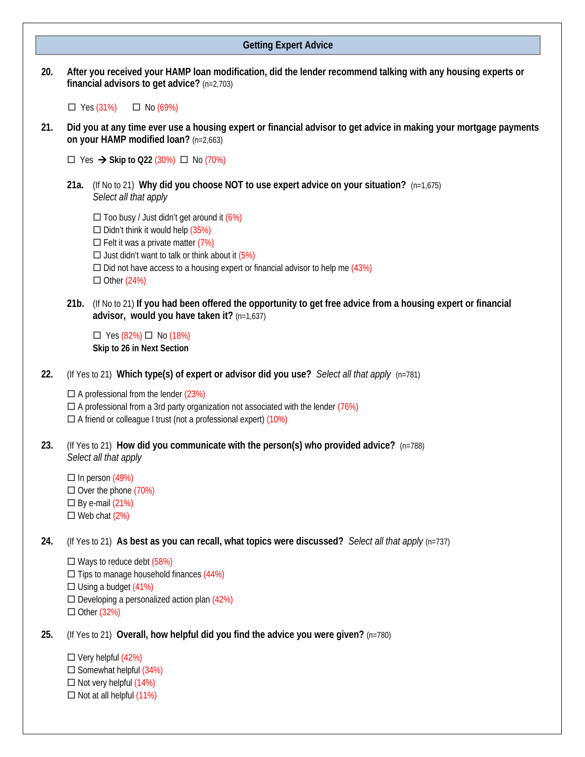## Getting Expert Advice

**20. After you received your HAMP loan modification, did the lender recommend talking with any housing experts or financial advisors to get advice?** (n=2,703)

☐ Yes (31%) ☐ No (69%)

**21. Did you at any time ever use a housing expert or financial advisor to get advice in making your mortgage payments on your HAMP modified loan?** (n=2,663)

☐ Yes → **Skip to Q22** (30%) ☐ No (70%)

**21a.** (If No to 21) **Why did you choose NOT to use expert advice on your situation?** (n=1,675)
*Select all that apply*

☐ Too busy / Just didn't get around it (6%)
☐ Didn't think it would help (35%)
☐ Felt it was a private matter (7%)
☐ Just didn't want to talk or think about it (5%)
☐ Did not have access to a housing expert or financial advisor to help me (43%)
☐ Other (24%)

**21b.** (If No to 21) **If you had been offered the opportunity to get free advice from a housing expert or financial advisor, would you have taken it?** (n=1,637)

☐ Yes (82%) ☐ No (18%)
**Skip to 26 in Next Section**

**22.** (If Yes to 21) **Which type(s) of expert or advisor did you use?** *Select all that apply* (n=781)

☐ A professional from the lender (23%)
☐ A professional from a 3rd party organization not associated with the lender (76%)
☐ A friend or colleague I trust (not a professional expert) (10%)

**23.** (If Yes to 21) **How did you communicate with the person(s) who provided advice?** (n=788)
*Select all that apply*

☐ In person (49%)
☐ Over the phone (70%)
☐ By e-mail (21%)
☐ Web chat (2%)

**24.** (If Yes to 21) **As best as you can recall, what topics were discussed?** *Select all that apply* (n=737)

☐ Ways to reduce debt (58%)
☐ Tips to manage household finances (44%)
☐ Using a budget (41%)
☐ Developing a personalized action plan (42%)
☐ Other (32%)

**25.** (If Yes to 21) **Overall, how helpful did you find the advice you were given?** (n=780)

☐ Very helpful (42%)
☐ Somewhat helpful (34%)
☐ Not very helpful (14%)
☐ Not at all helpful (11%)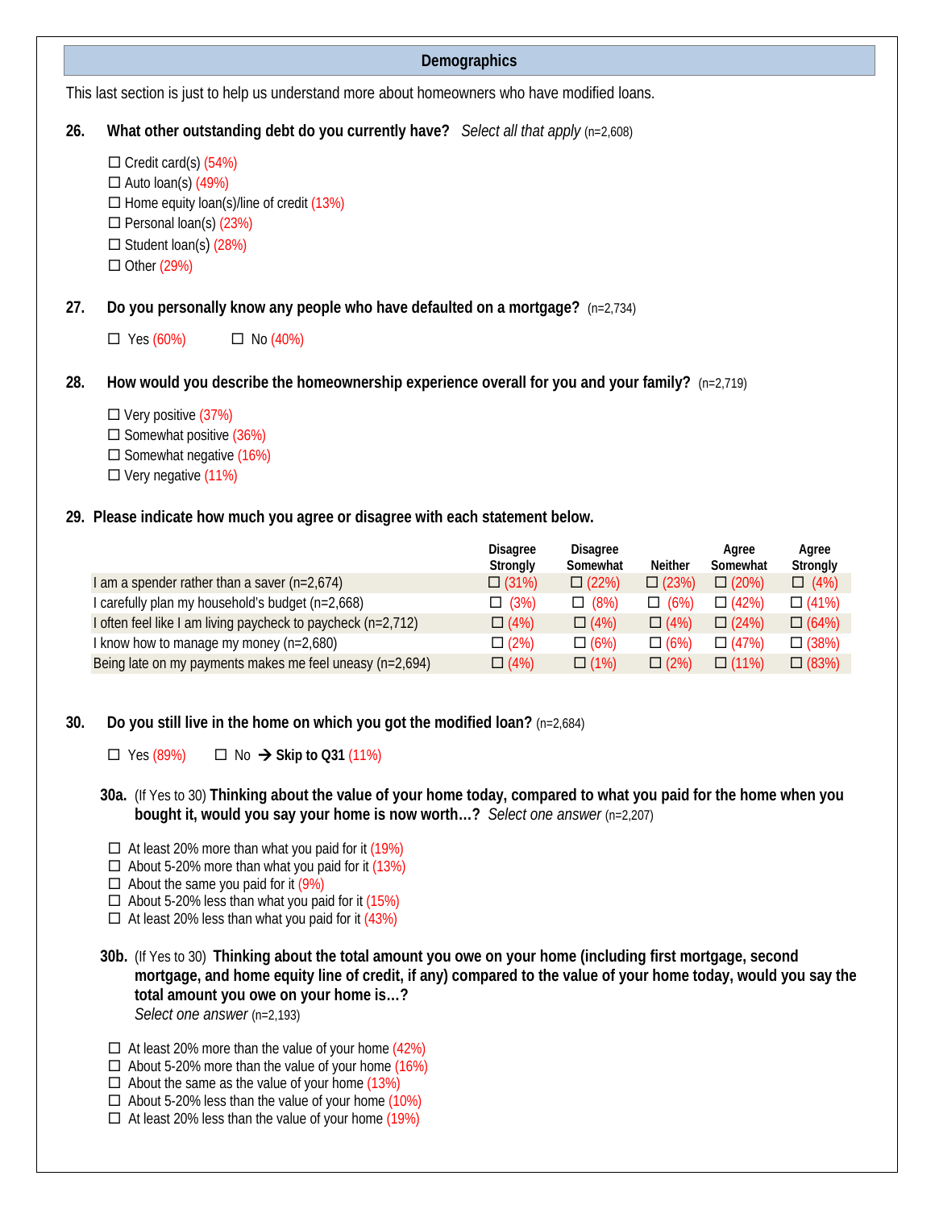## Demographics

This last section is just to help us understand more about homeowners who have modified loans.

**26. What other outstanding debt do you currently have?** *Select all that apply* (n=2,608)

- ☐ Credit card(s) (54%)
- ☐ Auto loan(s) (49%)
- ☐ Home equity loan(s)/line of credit (13%)
- ☐ Personal loan(s) (23%)
- ☐ Student loan(s) (28%)
- ☐ Other (29%)

**27. Do you personally know any people who have defaulted on a mortgage?** (n=2,734)

☐ Yes (60%) ☐ No (40%)

**28. How would you describe the homeownership experience overall for you and your family?** (n=2,719)

- ☐ Very positive (37%)
- ☐ Somewhat positive (36%)
- ☐ Somewhat negative (16%)
- ☐ Very negative (11%)

**29. Please indicate how much you agree or disagree with each statement below.**

| | Disagree Strongly | Disagree Somewhat | Neither | Agree Somewhat | Agree Strongly |
|---|---|---|---|---|---|
| I am a spender rather than a saver (n=2,674) | ☐ (31%) | ☐ (22%) | ☐ (23%) | ☐ (20%) | ☐ (4%) |
| I carefully plan my household's budget (n=2,668) | ☐ (3%) | ☐ (8%) | ☐ (6%) | ☐ (42%) | ☐ (41%) |
| I often feel like I am living paycheck to paycheck (n=2,712) | ☐ (4%) | ☐ (4%) | ☐ (4%) | ☐ (24%) | ☐ (64%) |
| I know how to manage my money (n=2,680) | ☐ (2%) | ☐ (6%) | ☐ (6%) | ☐ (47%) | ☐ (38%) |
| Being late on my payments makes me feel uneasy (n=2,694) | ☐ (4%) | ☐ (1%) | ☐ (2%) | ☐ (11%) | ☐ (83%) |

**30. Do you still live in the home on which you got the modified loan?** (n=2,684)

☐ Yes (89%) ☐ No → **Skip to Q31** (11%)

**30a.** (If Yes to 30) **Thinking about the value of your home today, compared to what you paid for the home when you bought it, would you say your home is now worth…?** *Select one answer* (n=2,207)

- ☐ At least 20% more than what you paid for it (19%)
- ☐ About 5-20% more than what you paid for it (13%)
- ☐ About the same you paid for it (9%)
- ☐ About 5-20% less than what you paid for it (15%)
- ☐ At least 20% less than what you paid for it (43%)

**30b.** (If Yes to 30) **Thinking about the total amount you owe on your home (including first mortgage, second mortgage, and home equity line of credit, if any) compared to the value of your home today, would you say the total amount you owe on your home is…?**
*Select one answer* (n=2,193)

- ☐ At least 20% more than the value of your home (42%)
- ☐ About 5-20% more than the value of your home (16%)
- ☐ About the same as the value of your home (13%)
- ☐ About 5-20% less than the value of your home (10%)
- ☐ At least 20% less than the value of your home (19%)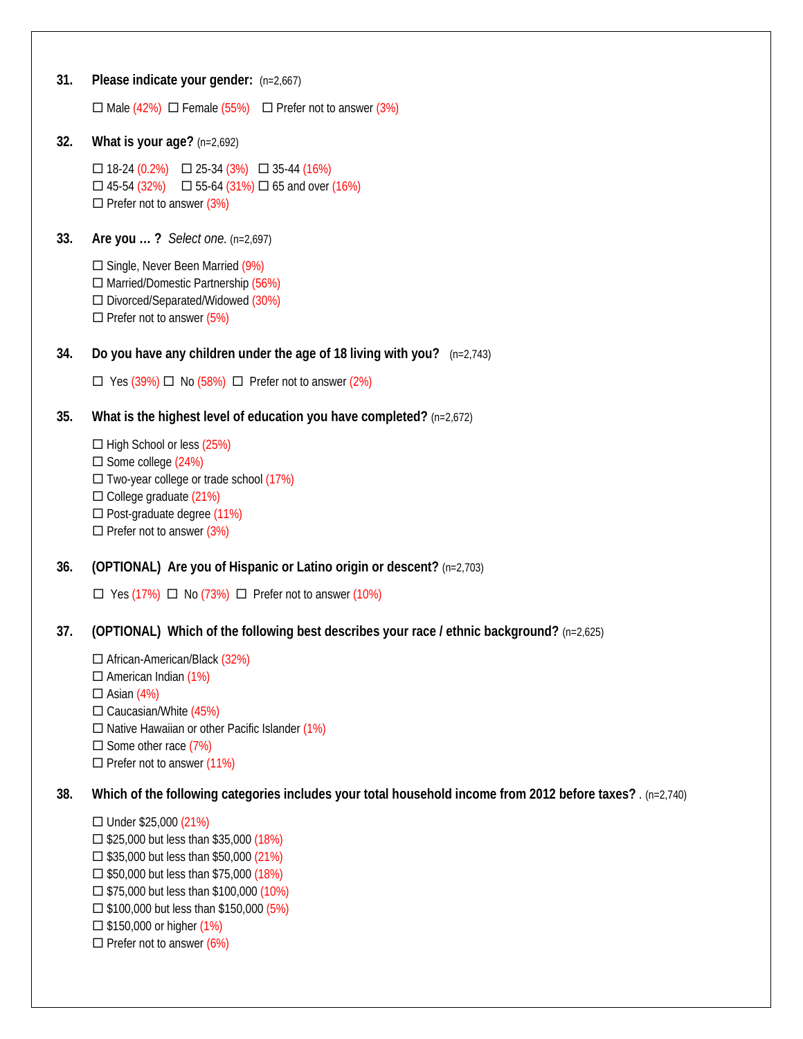**31. Please indicate your gender:** (n=2,667)

☐ Male (42%) ☐ Female (55%) ☐ Prefer not to answer (3%)

**32. What is your age?** (n=2,692)

☐ 18-24 (0.2%) ☐ 25-34 (3%) ☐ 35-44 (16%)
☐ 45-54 (32%) ☐ 55-64 (31%) ☐ 65 and over (16%)
☐ Prefer not to answer (3%)

**33. Are you … ?** *Select one.* (n=2,697)

☐ Single, Never Been Married (9%)
☐ Married/Domestic Partnership (56%)
☐ Divorced/Separated/Widowed (30%)
☐ Prefer not to answer (5%)

**34. Do you have any children under the age of 18 living with you?** (n=2,743)

☐ Yes (39%) ☐ No (58%) ☐ Prefer not to answer (2%)

**35. What is the highest level of education you have completed?** (n=2,672)

☐ High School or less (25%)
☐ Some college (24%)
☐ Two-year college or trade school (17%)
☐ College graduate (21%)
☐ Post-graduate degree (11%)
☐ Prefer not to answer (3%)

**36. (OPTIONAL) Are you of Hispanic or Latino origin or descent?** (n=2,703)

☐ Yes (17%) ☐ No (73%) ☐ Prefer not to answer (10%)

**37. (OPTIONAL) Which of the following best describes your race / ethnic background?** (n=2,625)

☐ African-American/Black (32%)
☐ American Indian (1%)
☐ Asian (4%)
☐ Caucasian/White (45%)
☐ Native Hawaiian or other Pacific Islander (1%)
☐ Some other race (7%)
☐ Prefer not to answer (11%)

**38. Which of the following categories includes your total household income from 2012 before taxes?** . (n=2,740)

☐ Under $25,000 (21%)
☐ $25,000 but less than $35,000 (18%)
☐ $35,000 but less than $50,000 (21%)
☐ $50,000 but less than $75,000 (18%)
☐ $75,000 but less than $100,000 (10%)
☐ $100,000 but less than $150,000 (5%)
☐ $150,000 or higher (1%)
☐ Prefer not to answer (6%)